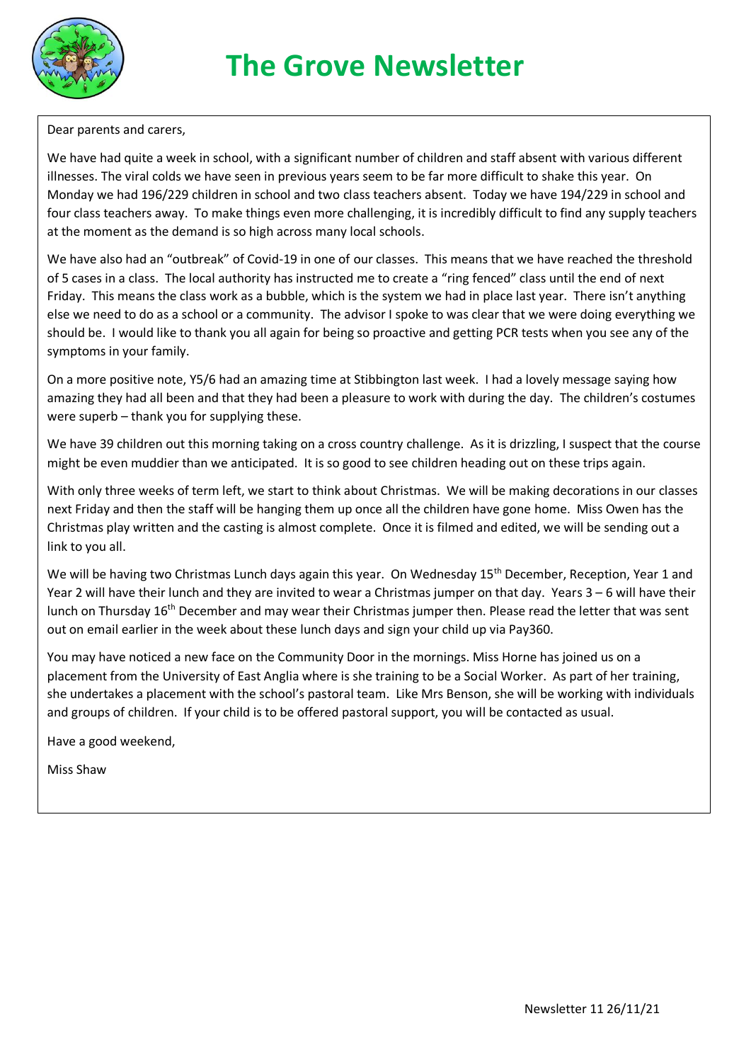# The Grove Newsletter

Dear parents and carers,

We have had quite a week in school, with a significant number of children and staff absent with various different illnesses. The viral colds we have seen in previous years seem to be far more difficult to shake this year. On Monday we had 196/229 children in school and two class teachers absent. Today we have 194/229 in school and four class teachers away. To make things even more challenging, it is incredibly difficult to find any supply teachers at the moment as the demand is so high across many local schools.

We have also had an "outbreak" of Covid-19 in one of our classes. This means that we have reached the threshold of 5 cases in a class. The local authority has instructed me to create a "ring fenced" class until the end of next Friday. This means the class work as a bubble, which is the system we had in place last year. There isn't anything else we need to do as a school or a community. The advisor I spoke to was clear that we were doing everything we should be. I would like to thank you all again for being so proactive and getting PCR tests when you see any of the symptoms in your family.

On a more positive note, Y5/6 had an amazing time at Stibbington last week. I had a lovely message saying how amazing they had all been and that they had been a pleasure to work with during the day. The children's costumes were superb – thank you for supplying these.

We have 39 children out this morning taking on a cross country challenge. As it is drizzling, I suspect that the course might be even muddier than we anticipated. It is so good to see children heading out on these trips again.

With only three weeks of term left, we start to think about Christmas. We will be making decorations in our classes next Friday and then the staff will be hanging them up once all the children have gone home. Miss Owen has the Christmas play written and the casting is almost complete. Once it is filmed and edited, we will be sending out a link to you all.

We will be having two Christmas Lunch days again this year. On Wednesday 15th December, Reception, Year 1 and Year 2 will have their lunch and they are invited to wear a Christmas jumper on that day. Years 3 – 6 will have their lunch on Thursday 16th December and may wear their Christmas jumper then. Please read the letter that was sent out on email earlier in the week about these lunch days and sign your child up via Pay360.

You may have noticed a new face on the Community Door in the mornings. Miss Horne has joined us on a placement from the University of East Anglia where is she training to be a Social Worker. As part of her training, she undertakes a placement with the school's pastoral team. Like Mrs Benson, she will be working with individuals and groups of children. If your child is to be offered pastoral support, you will be contacted as usual.

Have a good weekend,

Miss Shaw

Newsletter 11 26/11/21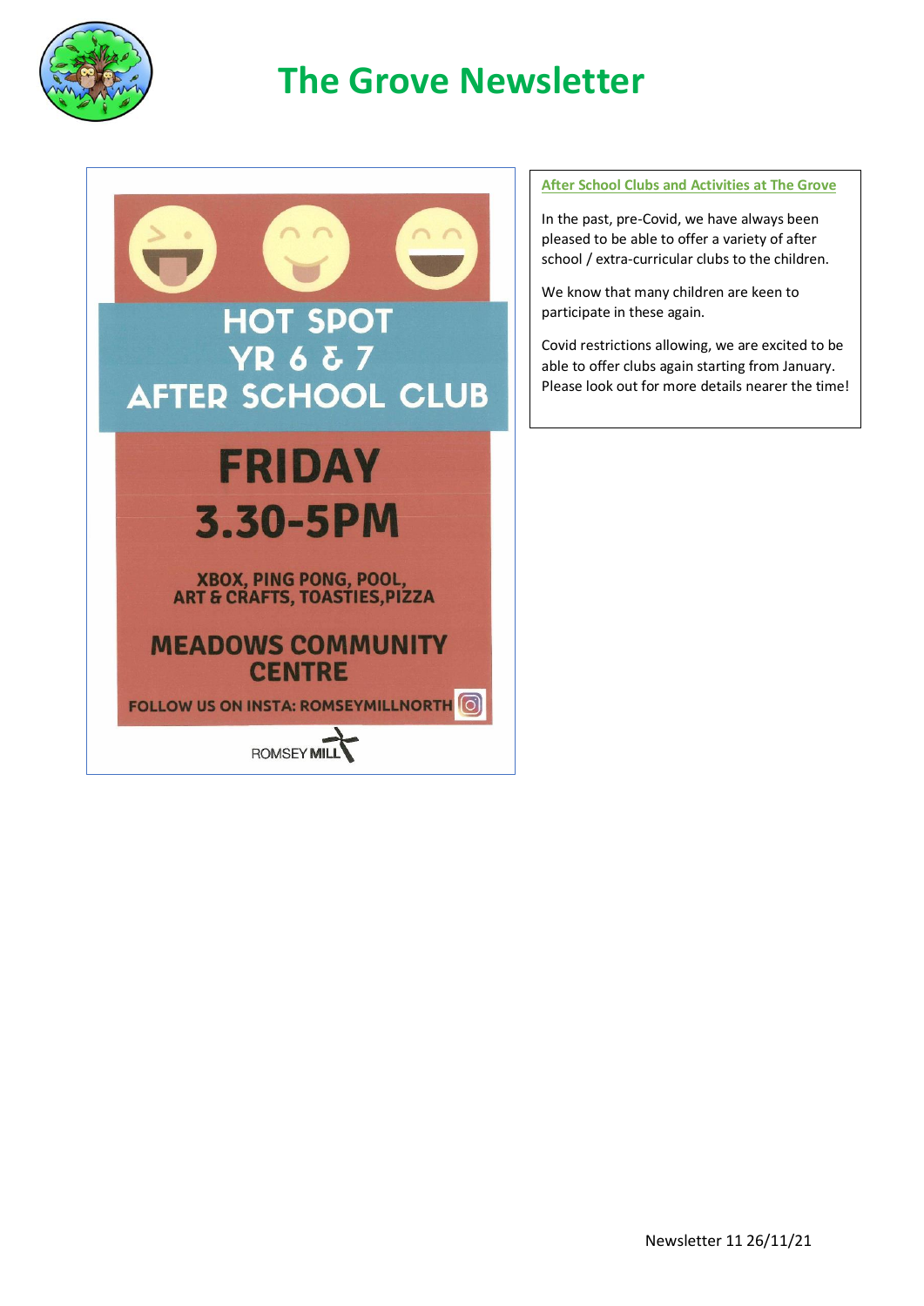# The Grove Newsletter

HOT SPOT
YR 6 & 7
AFTER SCHOOL CLUB

**FRIDAY**
**3.30-5PM**

**XBOX, PING PONG, POOL, ART & CRAFTS, TOASTIES, PIZZA**

**MEADOWS COMMUNITY CENTRE**

**FOLLOW US ON INSTA: ROMSEYMILLNORTH**

ROMSEY MILL

## After School Clubs and Activities at The Grove

In the past, pre-Covid, we have always been pleased to be able to offer a variety of after school / extra-curricular clubs to the children.

We know that many children are keen to participate in these again.

Covid restrictions allowing, we are excited to be able to offer clubs again starting from January. Please look out for more details nearer the time!

Newsletter 11 26/11/21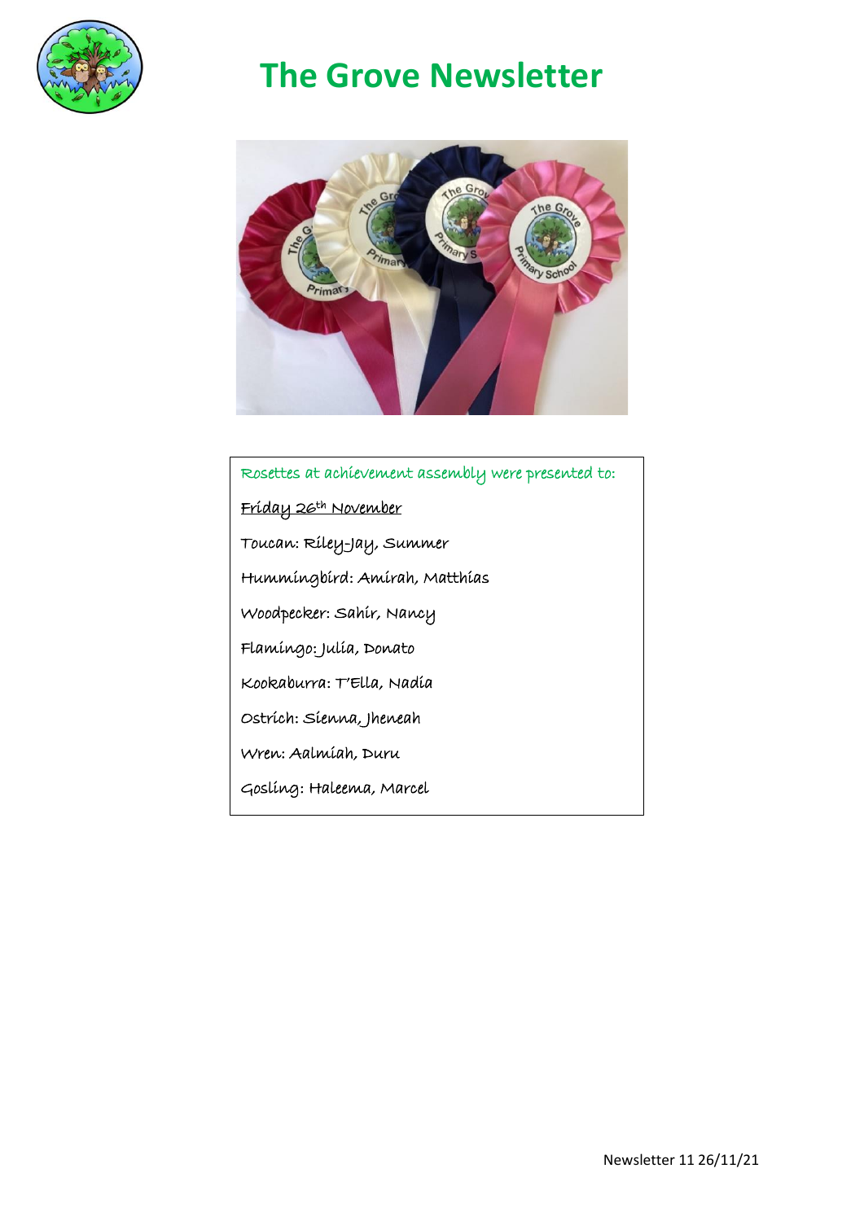# The Grove Newsletter

Rosettes at achievement assembly were presented to:

Friday 26th November

Toucan: Riley-Jay, Summer

Hummingbird: Amirah, Matthias

Woodpecker: Sahir, Nancy

Flamingo: Julia, Donato

Kookaburra: T'Ella, Nadia

Ostrich: Sienna, Jheneah

Wren: Aalmiah, Duru

Gosling: Haleema, Marcel

Newsletter 11 26/11/21